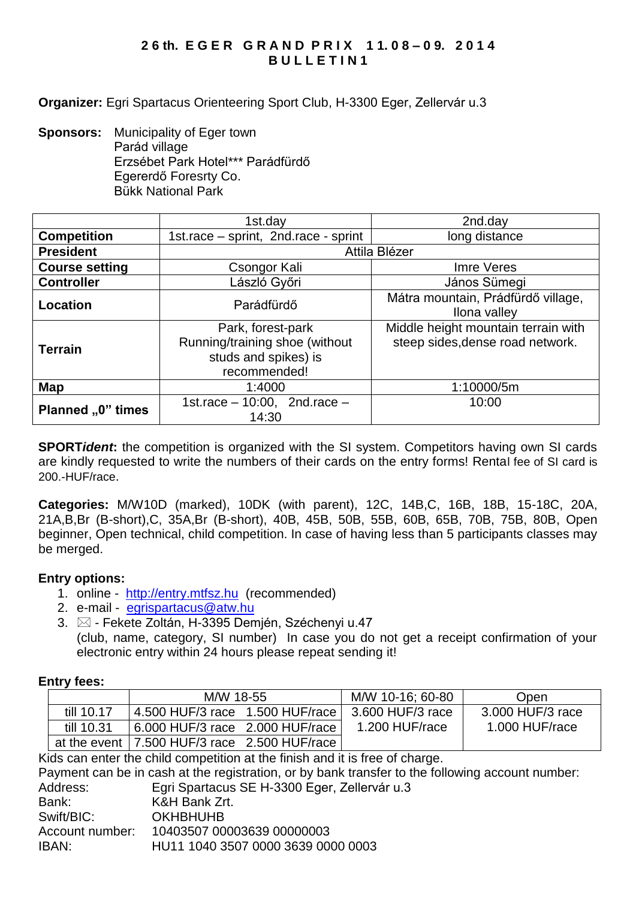# 26th. EGER GRAND PRIX 11.08–09. 2014
## BULLETIN1

**Organizer:** Egri Spartacus Orienteering Sport Club, H-3300 Eger, Zellervár u.3

**Sponsors:** Municipality of Eger town
Parád village
Erzsébet Park Hotel*** Parádfürdő
Egererdő Foresrty Co.
Bükk National Park

| | 1st.day | 2nd.day |
|---|---|---|
| **Competition** | 1st.race – sprint, 2nd.race - sprint | long distance |
| **President** | Attila Blézer | |
| **Course setting** | Csongor Kali | Imre Veres |
| **Controller** | László Győri | János Sümegi |
| **Location** | Parádfürdő | Mátra mountain, Prádfürdő village, Ilona valley |
| **Terrain** | Park, forest-park Running/training shoe (without studs and spikes) is recommended! | Middle height mountain terrain with steep sides,dense road network. |
| **Map** | 1:4000 | 1:10000/5m |
| **Planned „0" times** | 1st.race – 10:00, 2nd.race – 14:30 | 10:00 |

**SPORT*ident*:** the competition is organized with the SI system. Competitors having own SI cards are kindly requested to write the numbers of their cards on the entry forms! Rental fee of SI card is 200.-HUF/race.

**Categories:** M/W10D (marked), 10DK (with parent), 12C, 14B,C, 16B, 18B, 15-18C, 20A, 21A,B,Br (B-short),C, 35A,Br (B-short), 40B, 45B, 50B, 55B, 60B, 65B, 70B, 75B, 80B, Open beginner, Open technical, child competition. In case of having less than 5 participants classes may be merged.

**Entry options:**

1. online - http://entry.mtfsz.hu (recommended)
2. e-mail - egrispartacus@atw.hu
3. ✉ - Fekete Zoltán, H-3395 Demjén, Széchenyi u.47
   (club, name, category, SI number) In case you do not get a receipt confirmation of your electronic entry within 24 hours please repeat sending it!

**Entry fees:**

| | M/W 18-55 | | M/W 10-16; 60-80 | Open |
|---|---|---|---|---|
| till 10.17 | 4.500 HUF/3 race | 1.500 HUF/race | 3.600 HUF/3 race 1.200 HUF/race | 3.000 HUF/3 race 1.000 HUF/race |
| till 10.31 | 6.000 HUF/3 race | 2.000 HUF/race | | |
| at the event | 7.500 HUF/3 race | 2.500 HUF/race | | |

Kids can enter the child competition at the finish and it is free of charge.
Payment can be in cash at the registration, or by bank transfer to the following account number:

Address: Egri Spartacus SE H-3300 Eger, Zellervár u.3
Bank: K&H Bank Zrt.
Swift/BIC: OKHBHUHB
Account number: 10403507 00003639 00000003
IBAN: HU11 1040 3507 0000 3639 0000 0003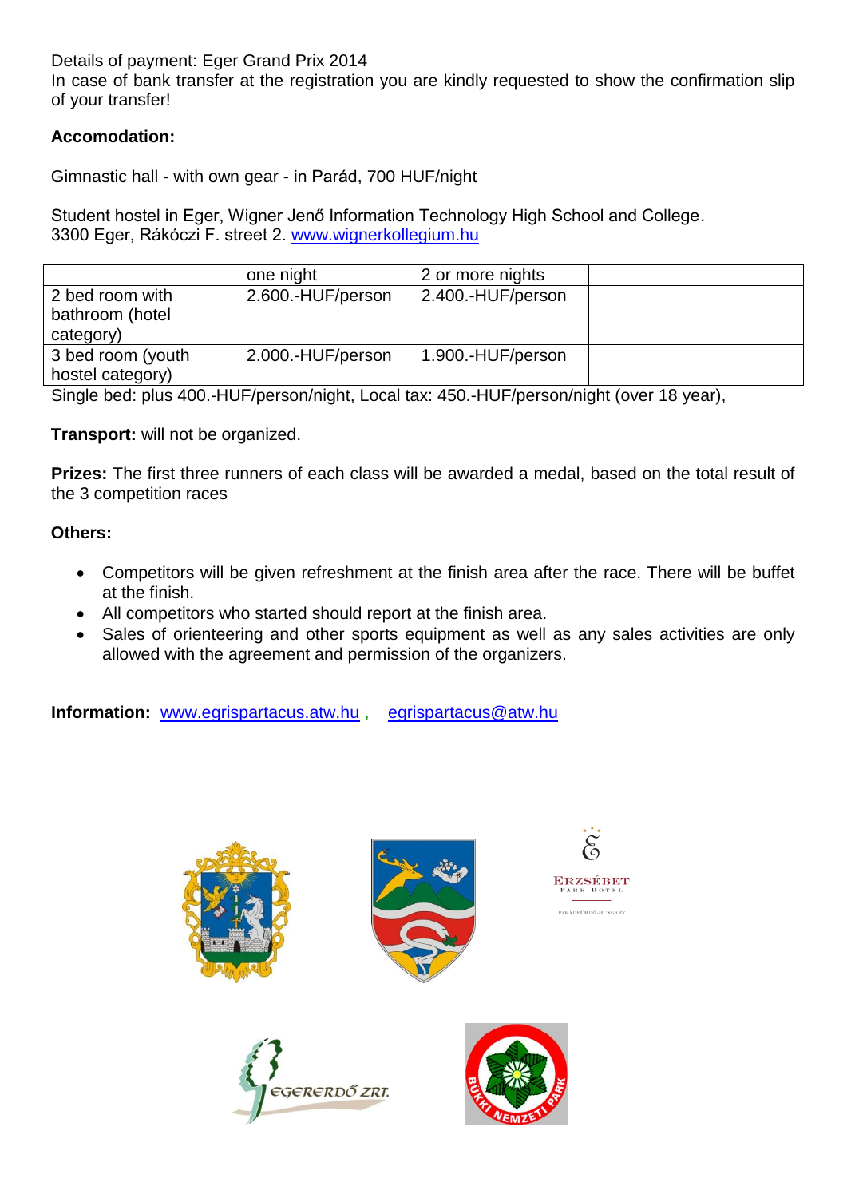Details of payment: Eger Grand Prix 2014

In case of bank transfer at the registration you are kindly requested to show the confirmation slip of your transfer!

**Accomodation:**

Gimnastic hall - with own gear - in Parád, 700 HUF/night

Student hostel in Eger, Wigner Jenő Information Technology High School and College.
3300 Eger, Rákóczi F. street 2. www.wignerkollegium.hu

| | one night | 2 or more nights | |
|---|---|---|---|
| 2 bed room with bathroom (hotel category) | 2.600.-HUF/person | 2.400.-HUF/person | |
| 3 bed room (youth hostel category) | 2.000.-HUF/person | 1.900.-HUF/person | |

Single bed: plus 400.-HUF/person/night, Local tax: 450.-HUF/person/night (over 18 year),

**Transport:** will not be organized.

**Prizes:** The first three runners of each class will be awarded a medal, based on the total result of the 3 competition races

**Others:**

- Competitors will be given refreshment at the finish area after the race. There will be buffet at the finish.
- All competitors who started should report at the finish area.
- Sales of orienteering and other sports equipment as well as any sales activities are only allowed with the agreement and permission of the organizers.

**Information:** www.egrispartacus.atw.hu , egrispartacus@atw.hu